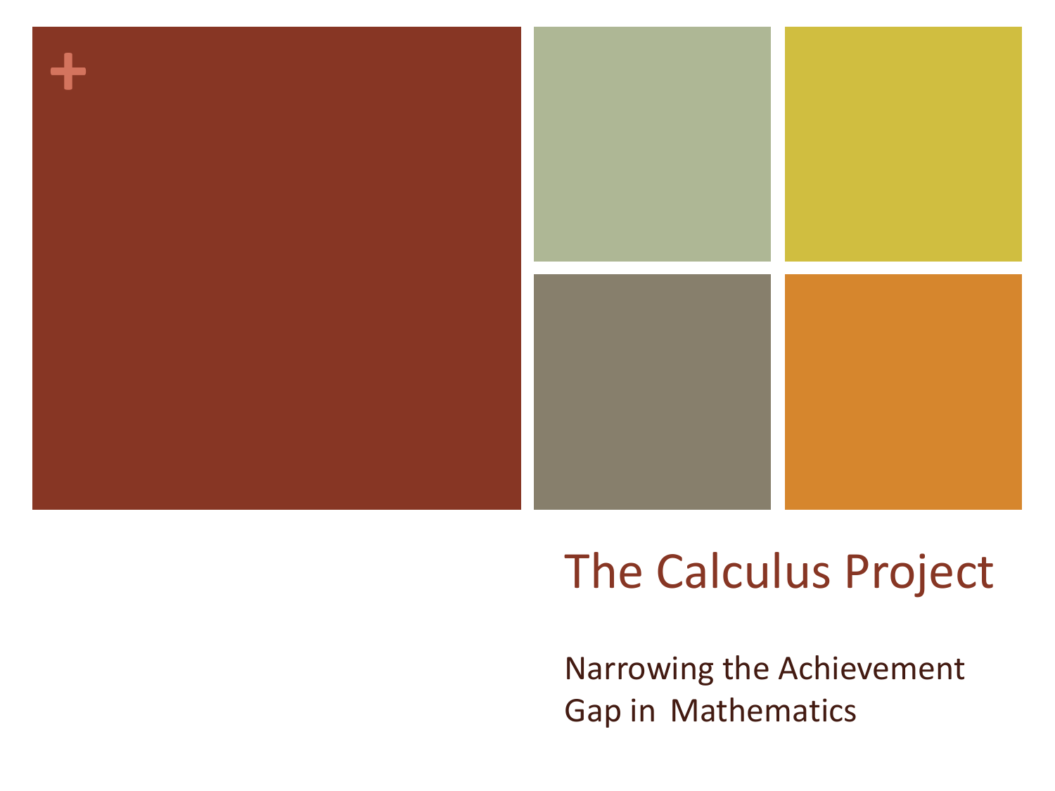# The Calculus Project

Narrowing the Achievement Gap in Mathematics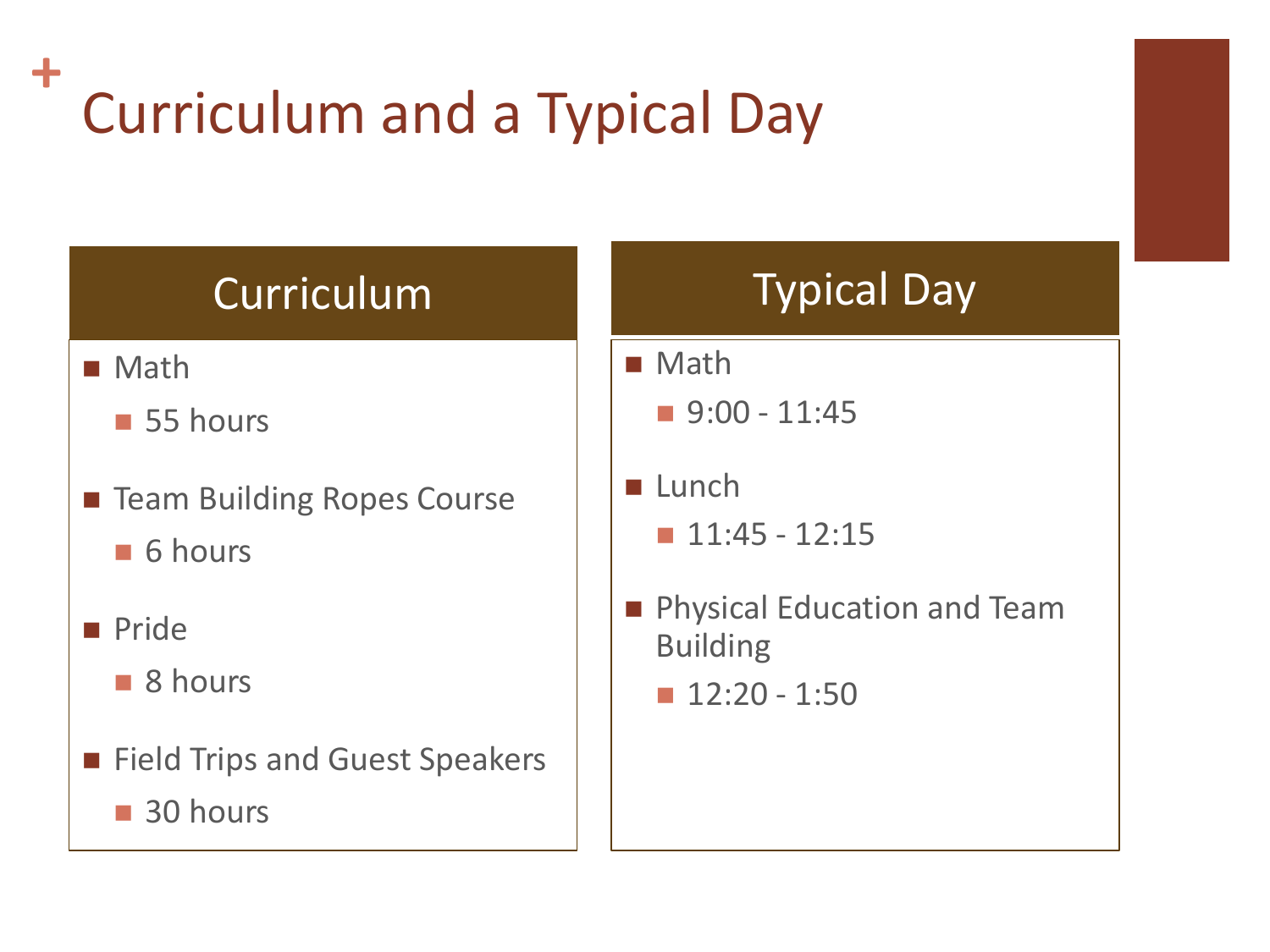# Curriculum and a Typical Day

## Curriculum

- Math
  - 55 hours
- Team Building Ropes Course
  - 6 hours
- Pride
  - 8 hours
- Field Trips and Guest Speakers
  - 30 hours

## Typical Day

- Math
  - 9:00 - 11:45
- Lunch
  - 11:45 - 12:15
- Physical Education and Team Building
  - 12:20 - 1:50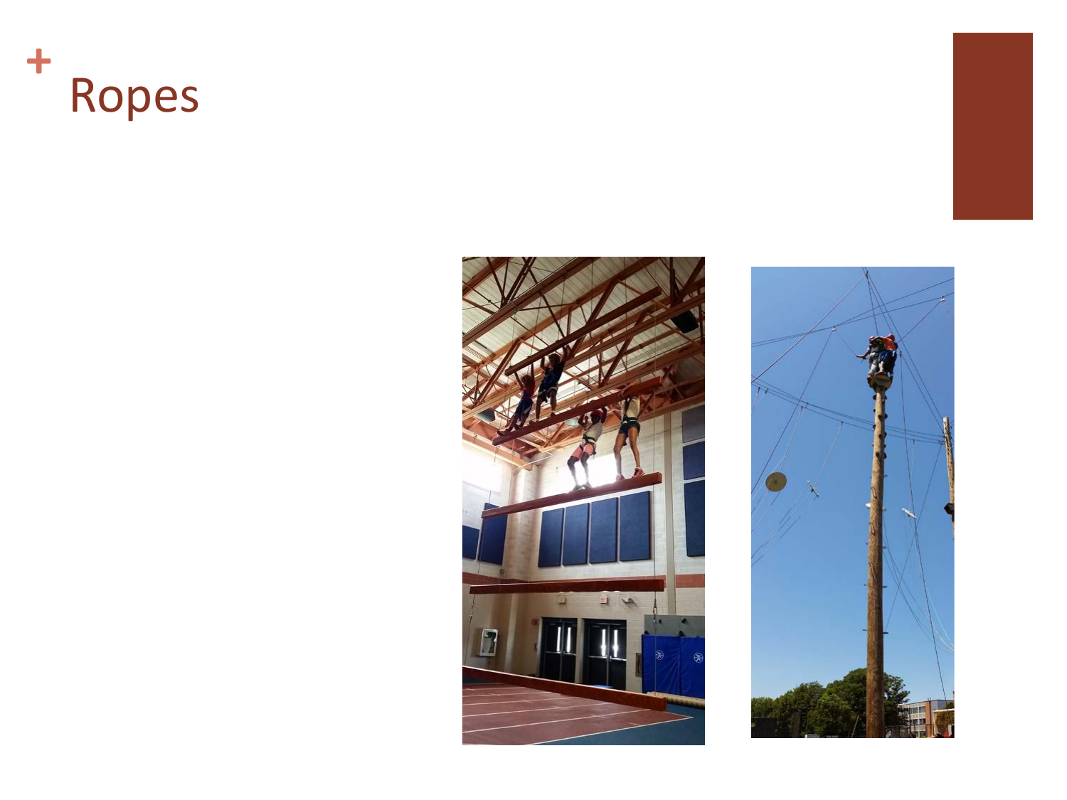# Ropes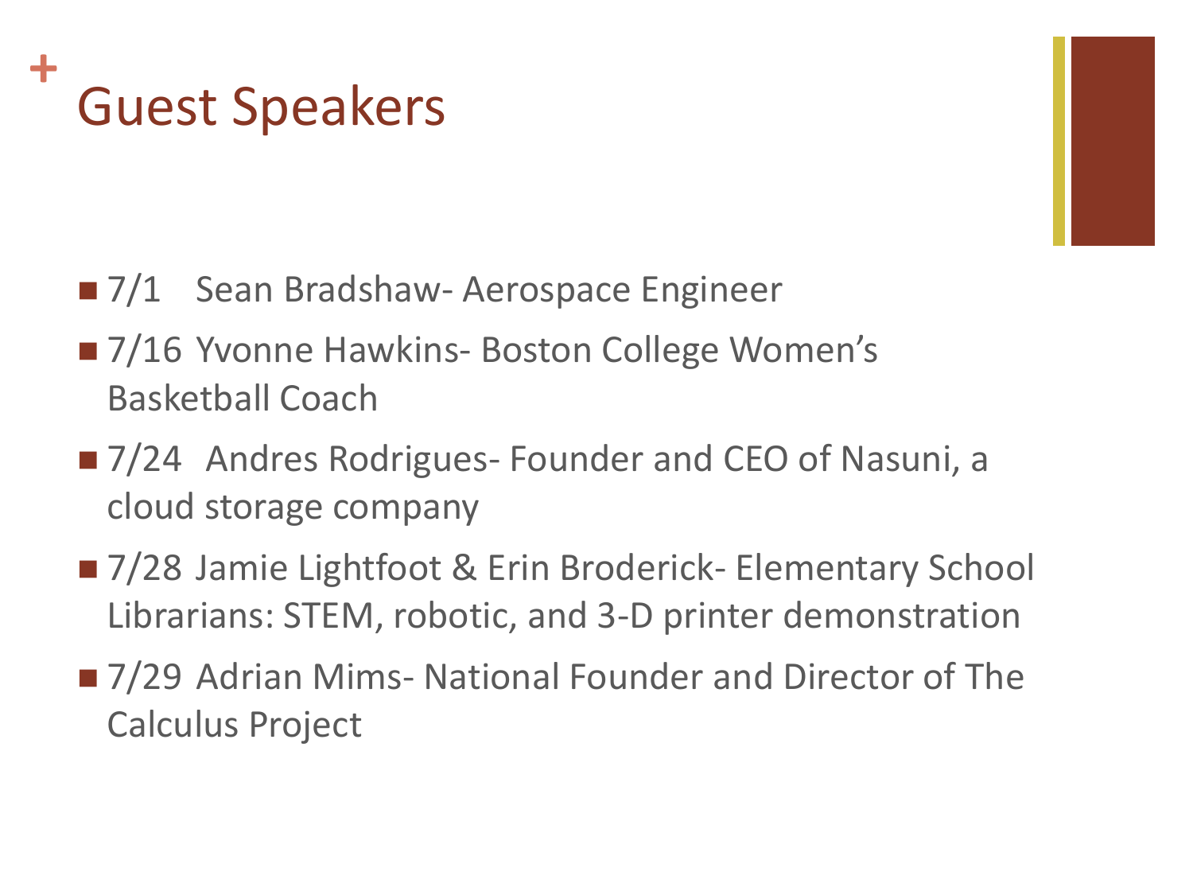# Guest Speakers

- 7/1 Sean Bradshaw- Aerospace Engineer
- 7/16 Yvonne Hawkins- Boston College Women's Basketball Coach
- 7/24 Andres Rodrigues- Founder and CEO of Nasuni, a cloud storage company
- 7/28 Jamie Lightfoot & Erin Broderick- Elementary School Librarians: STEM, robotic, and 3-D printer demonstration
- 7/29 Adrian Mims- National Founder and Director of The Calculus Project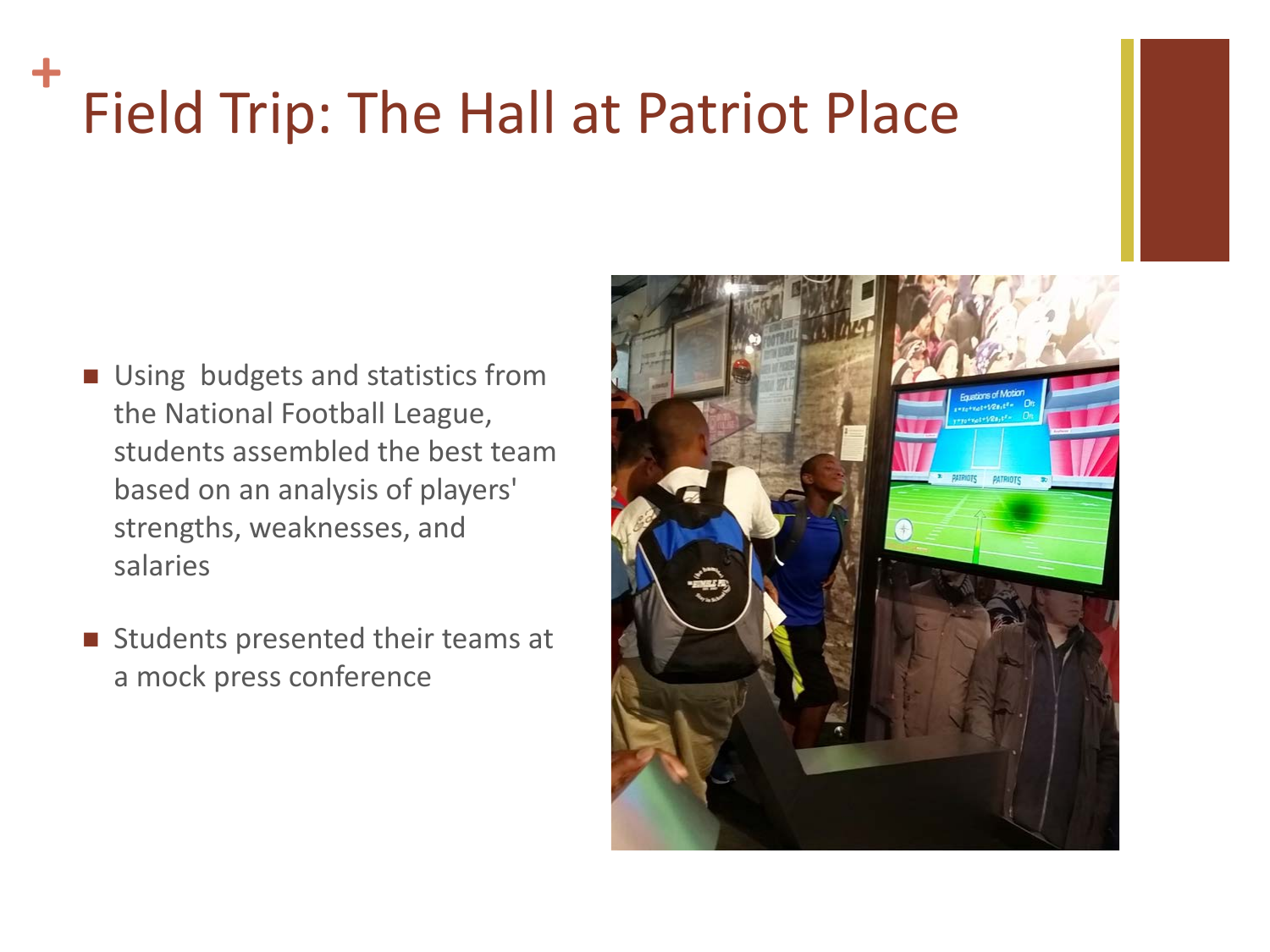# Field Trip: The Hall at Patriot Place

- Using budgets and statistics from the National Football League, students assembled the best team based on an analysis of players' strengths, weaknesses, and salaries
- Students presented their teams at a mock press conference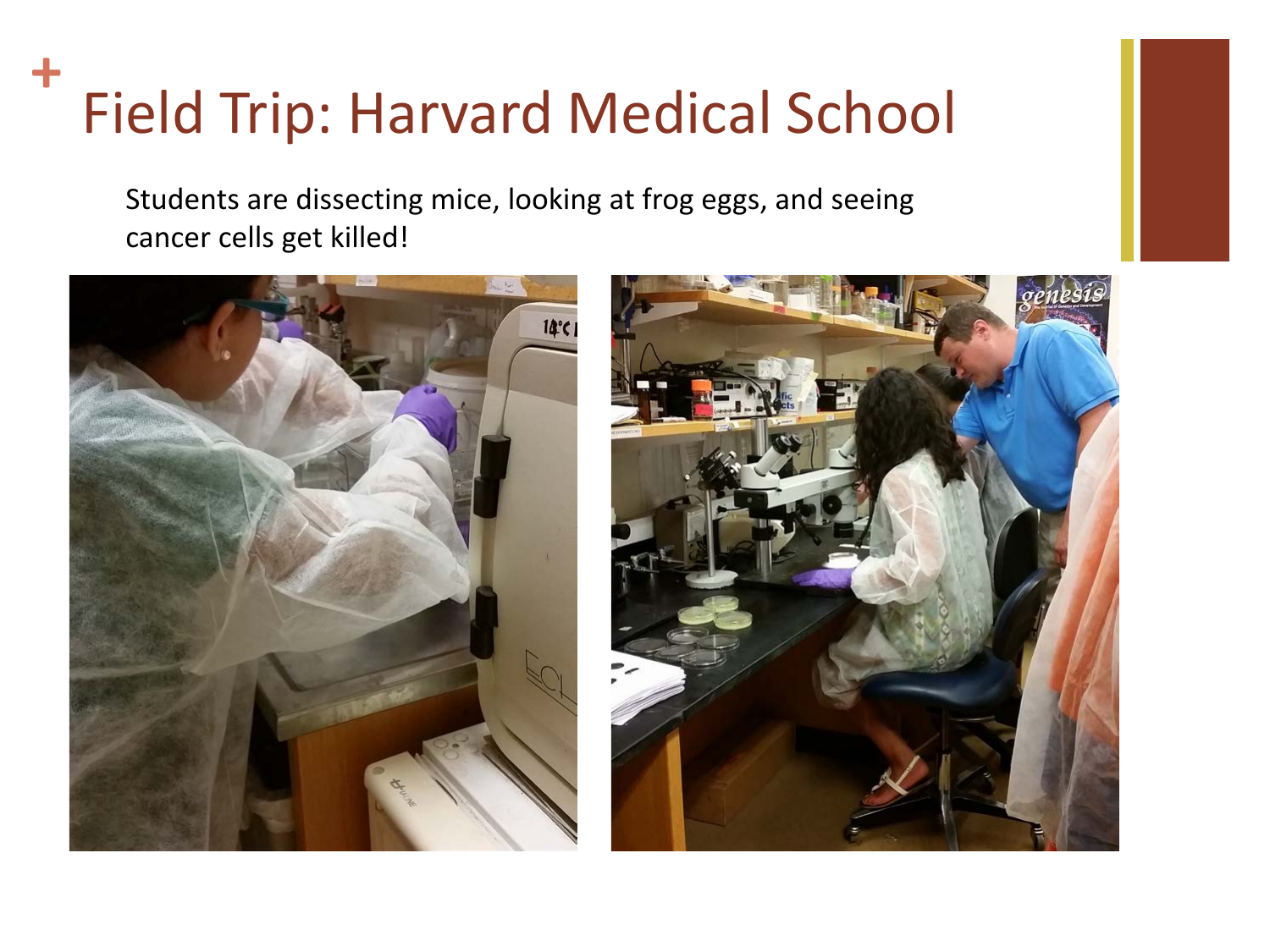# Field Trip: Harvard Medical School

Students are dissecting mice, looking at frog eggs, and seeing cancer cells get killed!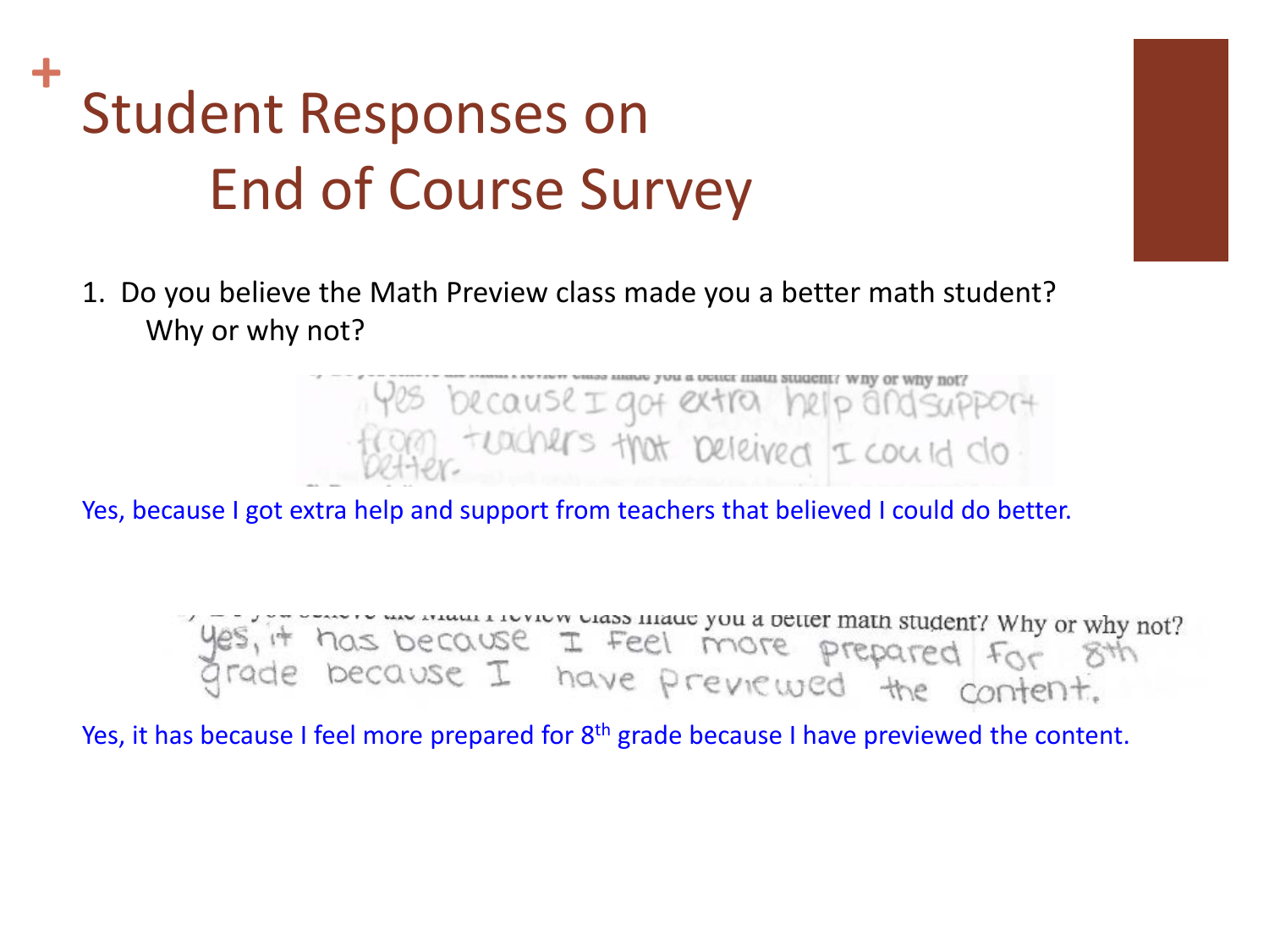# Student Responses on End of Course Survey

1. Do you believe the Math Preview class made you a better math student? Why or why not?

Yes because I got extra help and support from teachers that beleived I could do better.

Yes, because I got extra help and support from teachers that believed I could do better.

Yes, it has because I Feel more prepared For 8th grade because I have previewed the content.

Yes, it has because I feel more prepared for 8th grade because I have previewed the content.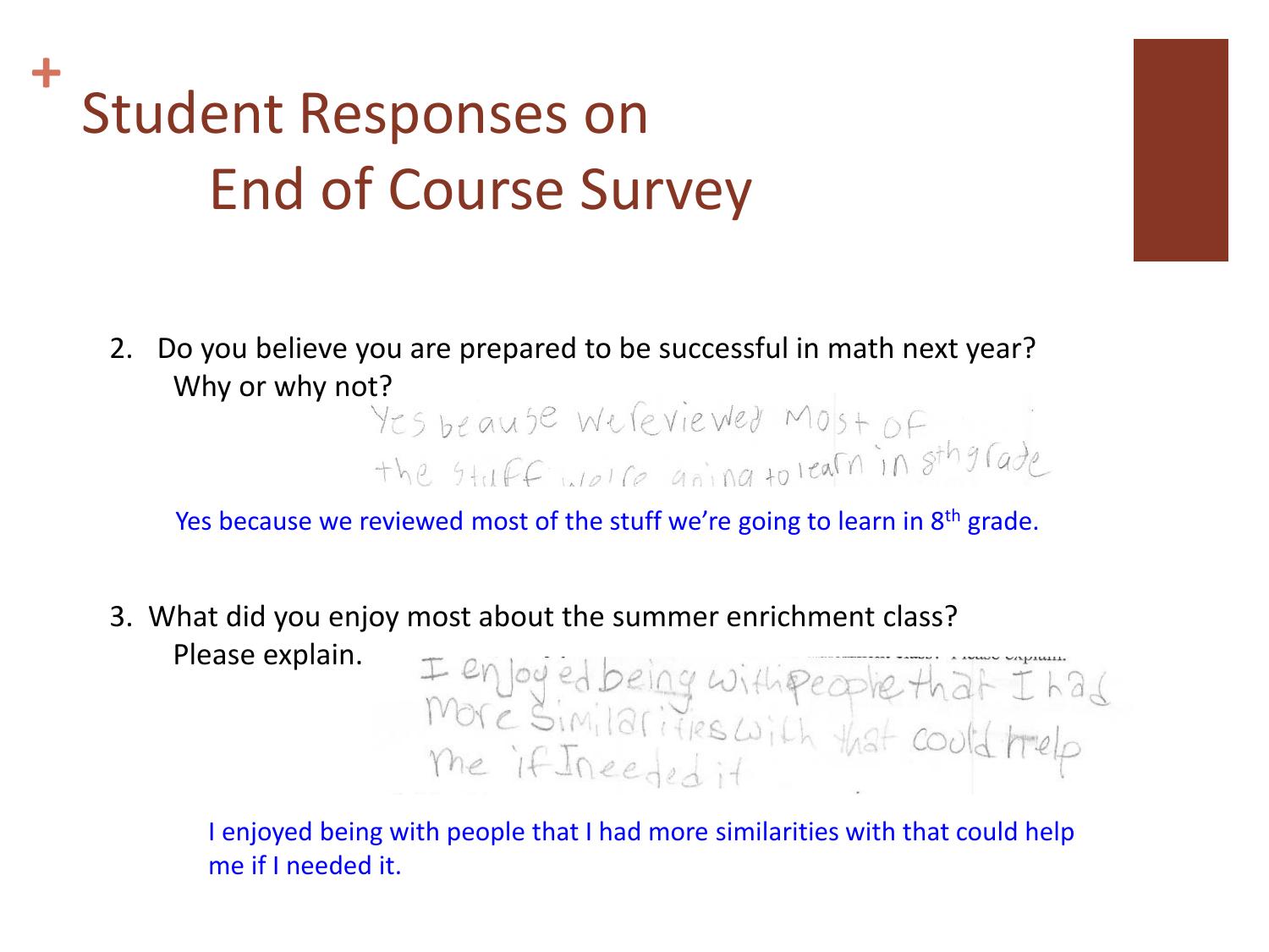# Student Responses on End of Course Survey

2. Do you believe you are prepared to be successful in math next year? Why or why not?

   Yes beause We reviewed Most of the stuff we're going to learn in 8th grade

   Yes because we reviewed most of the stuff we're going to learn in 8th grade.

3. What did you enjoy most about the summer enrichment class? Please explain.

   I enjoyed being with people that I had more similarities with that could help me if I needed it

   I enjoyed being with people that I had more similarities with that could help me if I needed it.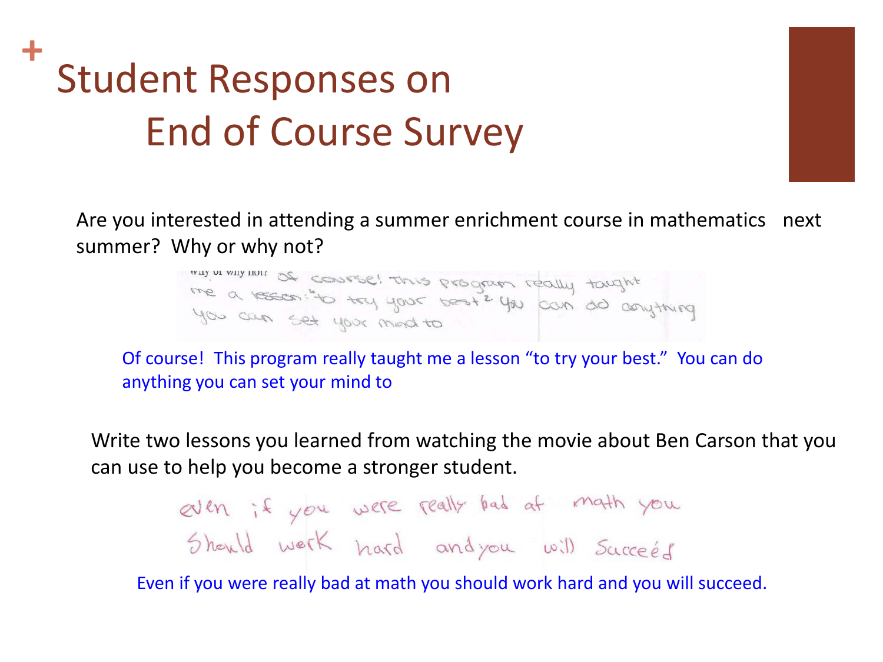# Student Responses on End of Course Survey

Are you interested in attending a summer enrichment course in mathematics next summer? Why or why not?

Why or why not? Of course! This program really taught me a lesson: "to try your best." You can do anything you can set your mind to

Of course! This program really taught me a lesson "to try your best." You can do anything you can set your mind to

Write two lessons you learned from watching the movie about Ben Carson that you can use to help you become a stronger student.

even if you were really bad at math you should work hard and you will succeed

Even if you were really bad at math you should work hard and you will succeed.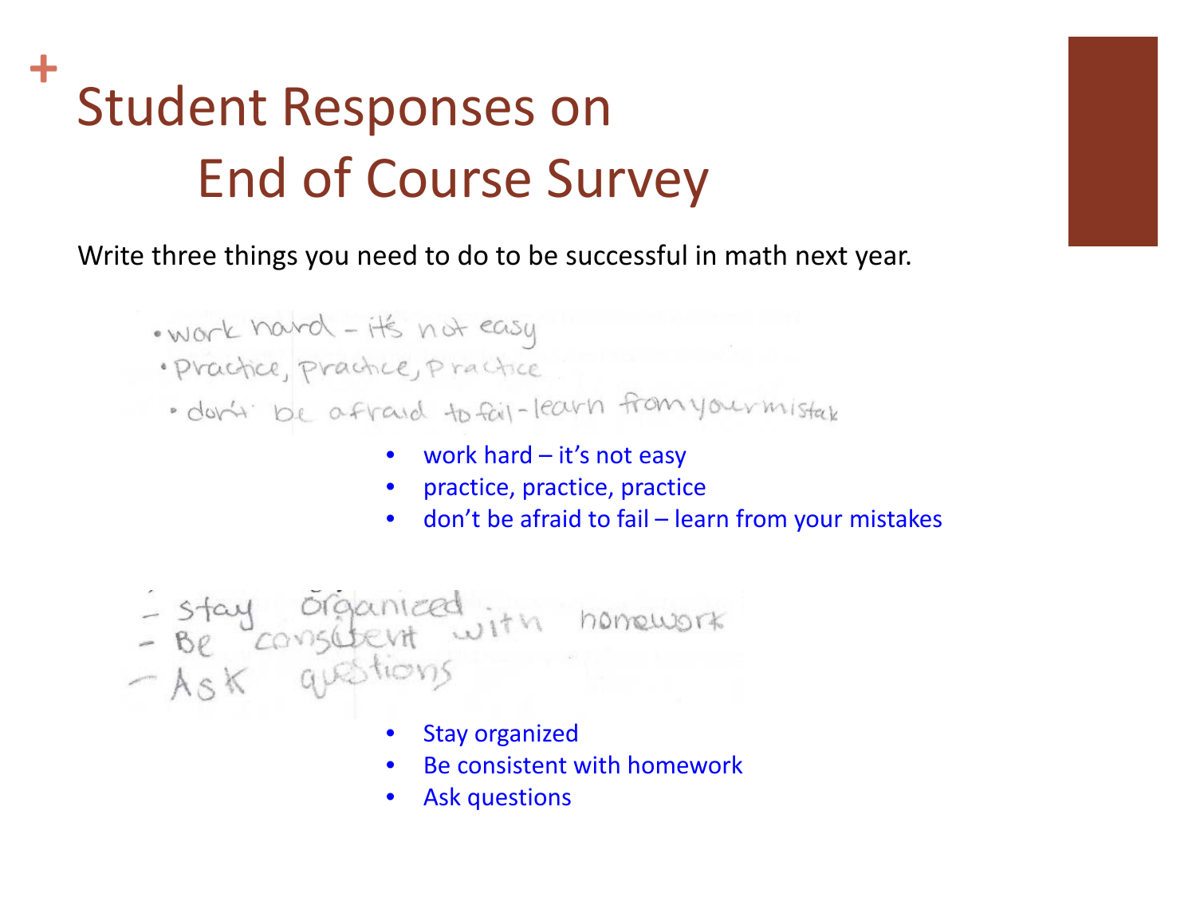# Student Responses on End of Course Survey

Write three things you need to do to be successful in math next year.

- work hard – it's not easy
- practice, practice, practice
- don't be afraid to fail – learn from your mistak

- work hard – it's not easy
- practice, practice, practice
- don't be afraid to fail – learn from your mistakes

- stay organized
- Be consistent with homework
- Ask questions

- Stay organized
- Be consistent with homework
- Ask questions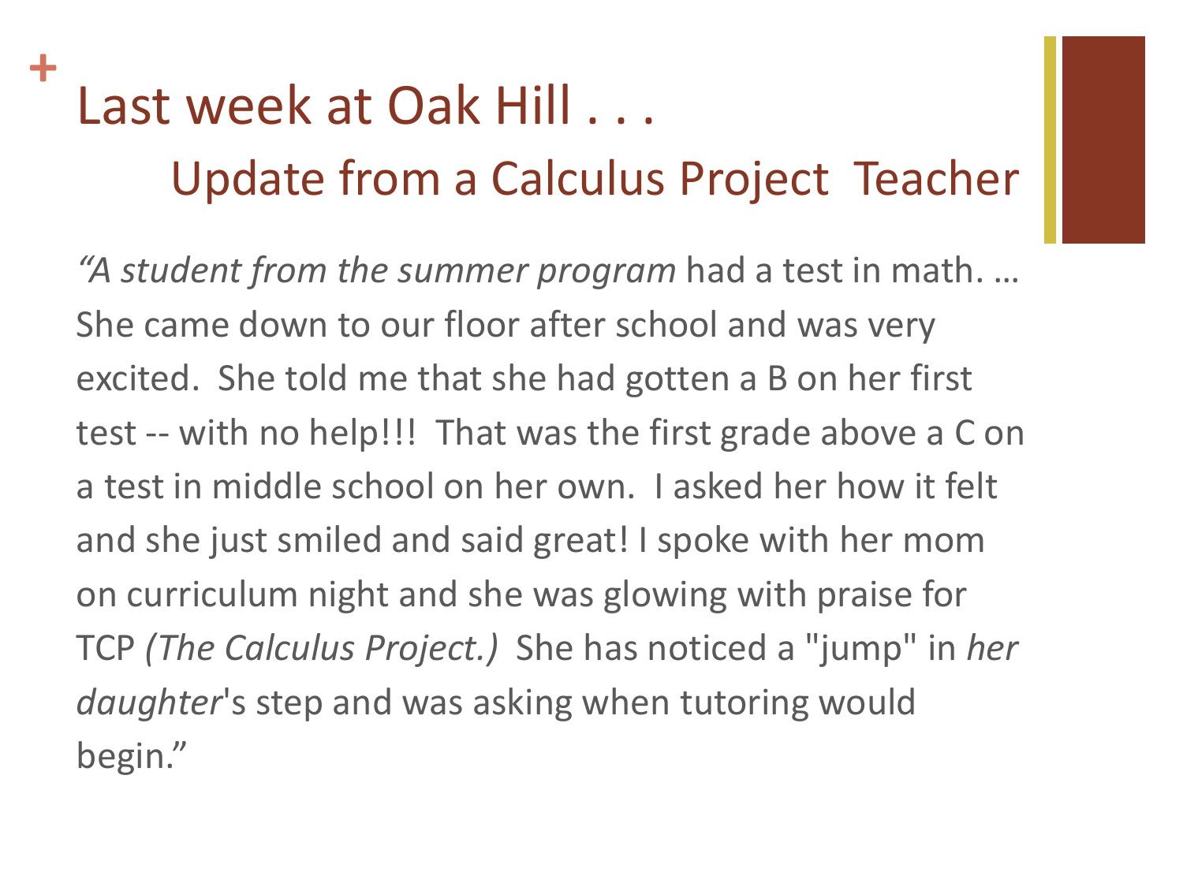# Last week at Oak Hill . . .

## Update from a Calculus Project Teacher

*"A student from the summer program* had a test in math. … She came down to our floor after school and was very excited. She told me that she had gotten a B on her first test -- with no help!!! That was the first grade above a C on a test in middle school on her own. I asked her how it felt and she just smiled and said great! I spoke with her mom on curriculum night and she was glowing with praise for TCP *(The Calculus Project.)* She has noticed a "jump" in *her daughter*'s step and was asking when tutoring would begin."